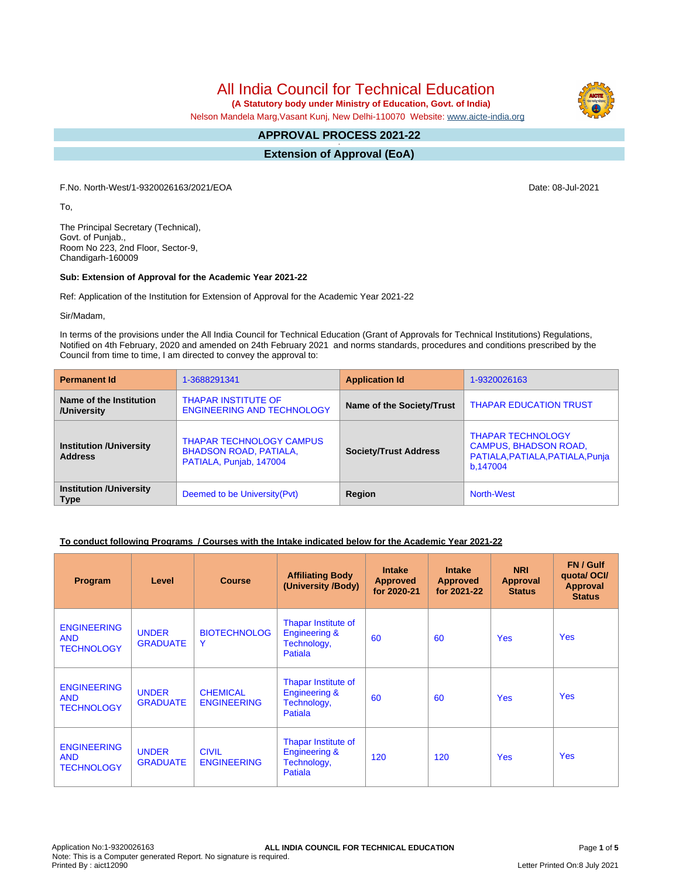# All India Council for Technical Education

**(A Statutory body under Ministry of Education, Govt. of India)**

Nelson Mandela Marg,Vasant Kunj, New Delhi-110070 Website: www.aicte-india.org

## APPROVAL PROCESS 2021-22

## Extension of Approval (EoA)

F.No. North-West/1-9320026163/2021/EOA

Date: 08-Jul-2021

To,

The Principal Secretary (Technical),
Govt. of Punjab.,
Room No 223, 2nd Floor, Sector-9,
Chandigarh-160009

**Sub: Extension of Approval for the Academic Year 2021-22**

Ref: Application of the Institution for Extension of Approval for the Academic Year 2021-22

Sir/Madam,

In terms of the provisions under the All India Council for Technical Education (Grant of Approvals for Technical Institutions) Regulations, Notified on 4th February, 2020 and amended on 24th February 2021 and norms standards, procedures and conditions prescribed by the Council from time to time, I am directed to convey the approval to:

| **Permanent Id** | 1-3688291341 | **Application Id** | 1-9320026163 |
|---|---|---|---|
| **Name of the Institution /University** | THAPAR INSTITUTE OF ENGINEERING AND TECHNOLOGY | **Name of the Society/Trust** | THAPAR EDUCATION TRUST |
| **Institution /University Address** | THAPAR TECHNOLOGY CAMPUS BHADSON ROAD, PATIALA, PATIALA, Punjab, 147004 | **Society/Trust Address** | THAPAR TECHNOLOGY CAMPUS, BHADSON ROAD, PATIALA,PATIALA,PATIALA,Punjab,147004 |
| **Institution /University Type** | Deemed to be University(Pvt) | **Region** | North-West |

**To conduct following Programs / Courses with the Intake indicated below for the Academic Year 2021-22**

| Program | Level | Course | Affiliating Body (University /Body) | Intake Approved for 2020-21 | Intake Approved for 2021-22 | NRI Approval Status | FN / Gulf quota/ OCI/ Approval Status |
|---|---|---|---|---|---|---|---|
| ENGINEERING AND TECHNOLOGY | UNDER GRADUATE | BIOTECHNOLOGY | Thapar Institute of Engineering & Technology, Patiala | 60 | 60 | Yes | Yes |
| ENGINEERING AND TECHNOLOGY | UNDER GRADUATE | CHEMICAL ENGINEERING | Thapar Institute of Engineering & Technology, Patiala | 60 | 60 | Yes | Yes |
| ENGINEERING AND TECHNOLOGY | UNDER GRADUATE | CIVIL ENGINEERING | Thapar Institute of Engineering & Technology, Patiala | 120 | 120 | Yes | Yes |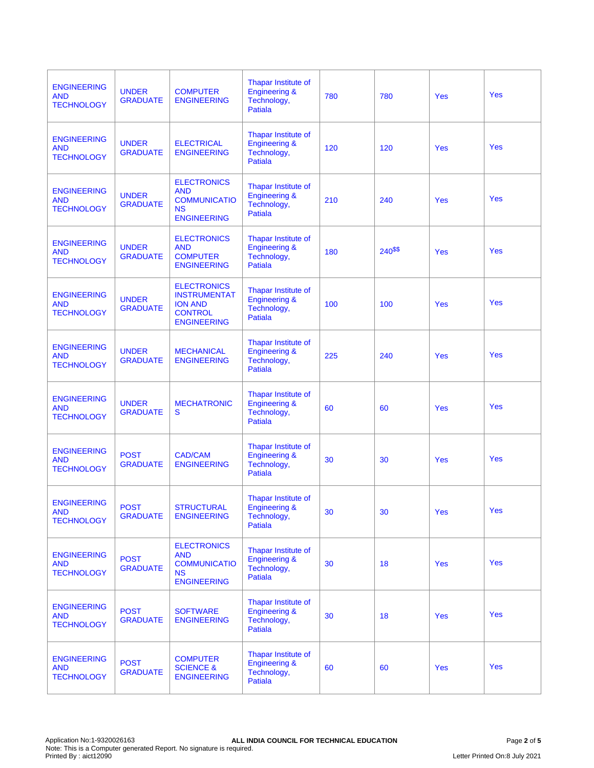| | | | | | | | |
|---|---|---|---|---|---|---|---|
| ENGINEERING AND TECHNOLOGY | UNDER GRADUATE | COMPUTER ENGINEERING | Thapar Institute of Engineering & Technology, Patiala | 780 | 780 | Yes | Yes |
| ENGINEERING AND TECHNOLOGY | UNDER GRADUATE | ELECTRICAL ENGINEERING | Thapar Institute of Engineering & Technology, Patiala | 120 | 120 | Yes | Yes |
| ENGINEERING AND TECHNOLOGY | UNDER GRADUATE | ELECTRONICS AND COMMUNICATIONS ENGINEERING | Thapar Institute of Engineering & Technology, Patiala | 210 | 240 | Yes | Yes |
| ENGINEERING AND TECHNOLOGY | UNDER GRADUATE | ELECTRONICS AND COMPUTER ENGINEERING | Thapar Institute of Engineering & Technology, Patiala | 180 | 240$$ | Yes | Yes |
| ENGINEERING AND TECHNOLOGY | UNDER GRADUATE | ELECTRONICS INSTRUMENTATION AND CONTROL ENGINEERING | Thapar Institute of Engineering & Technology, Patiala | 100 | 100 | Yes | Yes |
| ENGINEERING AND TECHNOLOGY | UNDER GRADUATE | MECHANICAL ENGINEERING | Thapar Institute of Engineering & Technology, Patiala | 225 | 240 | Yes | Yes |
| ENGINEERING AND TECHNOLOGY | UNDER GRADUATE | MECHATRONICS | Thapar Institute of Engineering & Technology, Patiala | 60 | 60 | Yes | Yes |
| ENGINEERING AND TECHNOLOGY | POST GRADUATE | CAD/CAM ENGINEERING | Thapar Institute of Engineering & Technology, Patiala | 30 | 30 | Yes | Yes |
| ENGINEERING AND TECHNOLOGY | POST GRADUATE | STRUCTURAL ENGINEERING | Thapar Institute of Engineering & Technology, Patiala | 30 | 30 | Yes | Yes |
| ENGINEERING AND TECHNOLOGY | POST GRADUATE | ELECTRONICS AND COMMUNICATIONS ENGINEERING | Thapar Institute of Engineering & Technology, Patiala | 30 | 18 | Yes | Yes |
| ENGINEERING AND TECHNOLOGY | POST GRADUATE | SOFTWARE ENGINEERING | Thapar Institute of Engineering & Technology, Patiala | 30 | 18 | Yes | Yes |
| ENGINEERING AND TECHNOLOGY | POST GRADUATE | COMPUTER SCIENCE & ENGINEERING | Thapar Institute of Engineering & Technology, Patiala | 60 | 60 | Yes | Yes |

Application No:1-9320026163
Note: This is a Computer generated Report. No signature is required.
Printed By : aict12090

ALL INDIA COUNCIL FOR TECHNICAL EDUCATION

Letter Printed On:8 July 2021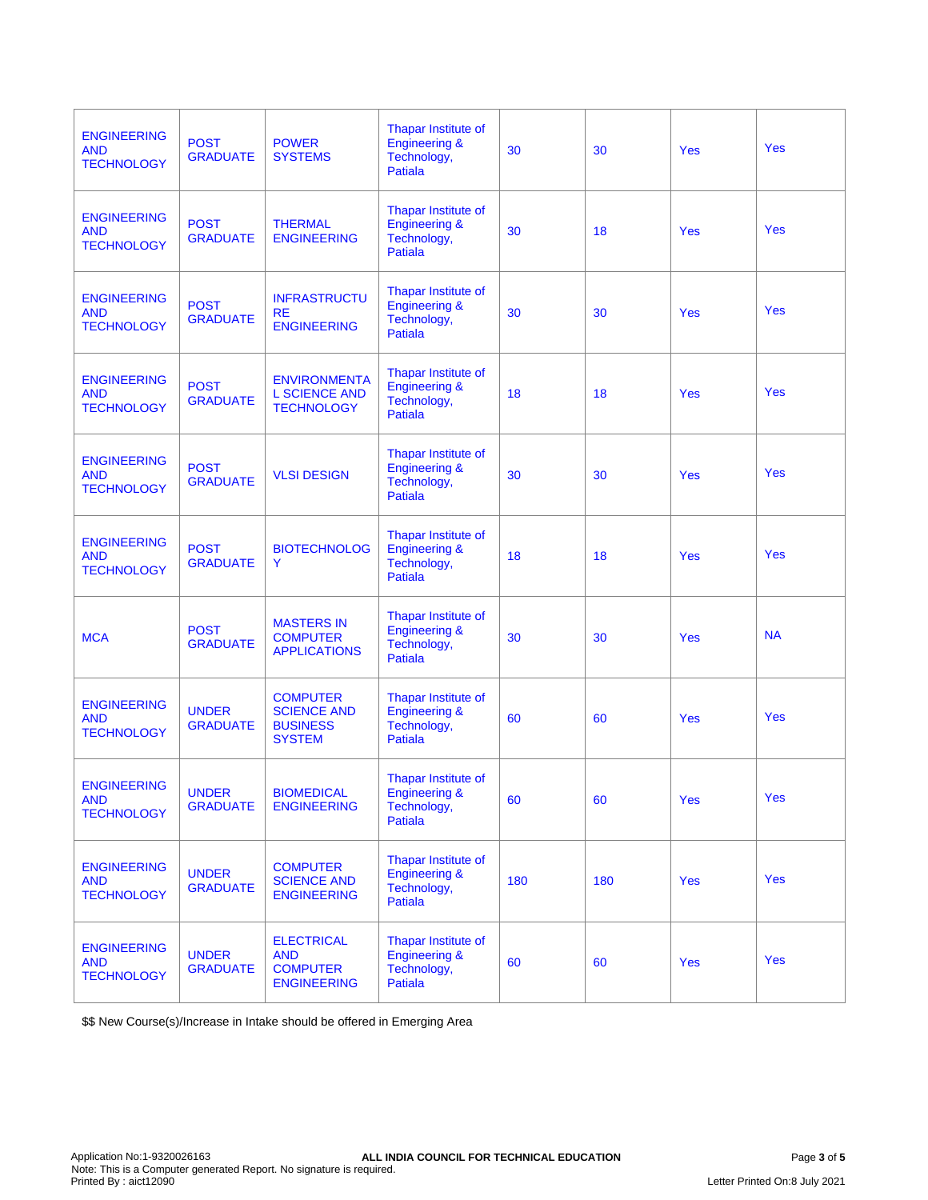| | | | | | | | |
|---|---|---|---|---|---|---|---|
| ENGINEERING AND TECHNOLOGY | POST GRADUATE | POWER SYSTEMS | Thapar Institute of Engineering & Technology, Patiala | 30 | 30 | Yes | Yes |
| ENGINEERING AND TECHNOLOGY | POST GRADUATE | THERMAL ENGINEERING | Thapar Institute of Engineering & Technology, Patiala | 30 | 18 | Yes | Yes |
| ENGINEERING AND TECHNOLOGY | POST GRADUATE | INFRASTRUCTURE ENGINEERING | Thapar Institute of Engineering & Technology, Patiala | 30 | 30 | Yes | Yes |
| ENGINEERING AND TECHNOLOGY | POST GRADUATE | ENVIRONMENTAL SCIENCE AND TECHNOLOGY | Thapar Institute of Engineering & Technology, Patiala | 18 | 18 | Yes | Yes |
| ENGINEERING AND TECHNOLOGY | POST GRADUATE | VLSI DESIGN | Thapar Institute of Engineering & Technology, Patiala | 30 | 30 | Yes | Yes |
| ENGINEERING AND TECHNOLOGY | POST GRADUATE | BIOTECHNOLOGY | Thapar Institute of Engineering & Technology, Patiala | 18 | 18 | Yes | Yes |
| MCA | POST GRADUATE | MASTERS IN COMPUTER APPLICATIONS | Thapar Institute of Engineering & Technology, Patiala | 30 | 30 | Yes | NA |
| ENGINEERING AND TECHNOLOGY | UNDER GRADUATE | COMPUTER SCIENCE AND BUSINESS SYSTEM | Thapar Institute of Engineering & Technology, Patiala | 60 | 60 | Yes | Yes |
| ENGINEERING AND TECHNOLOGY | UNDER GRADUATE | BIOMEDICAL ENGINEERING | Thapar Institute of Engineering & Technology, Patiala | 60 | 60 | Yes | Yes |
| ENGINEERING AND TECHNOLOGY | UNDER GRADUATE | COMPUTER SCIENCE AND ENGINEERING | Thapar Institute of Engineering & Technology, Patiala | 180 | 180 | Yes | Yes |
| ENGINEERING AND TECHNOLOGY | UNDER GRADUATE | ELECTRICAL AND COMPUTER ENGINEERING | Thapar Institute of Engineering & Technology, Patiala | 60 | 60 | Yes | Yes |

$$ New Course(s)/Increase in Intake should be offered in Emerging Area

Application No:1-9320026163
Note: This is a Computer generated Report. No signature is required.
Printed By : aict12090

**ALL INDIA COUNCIL FOR TECHNICAL EDUCATION**

Letter Printed On:8 July 2021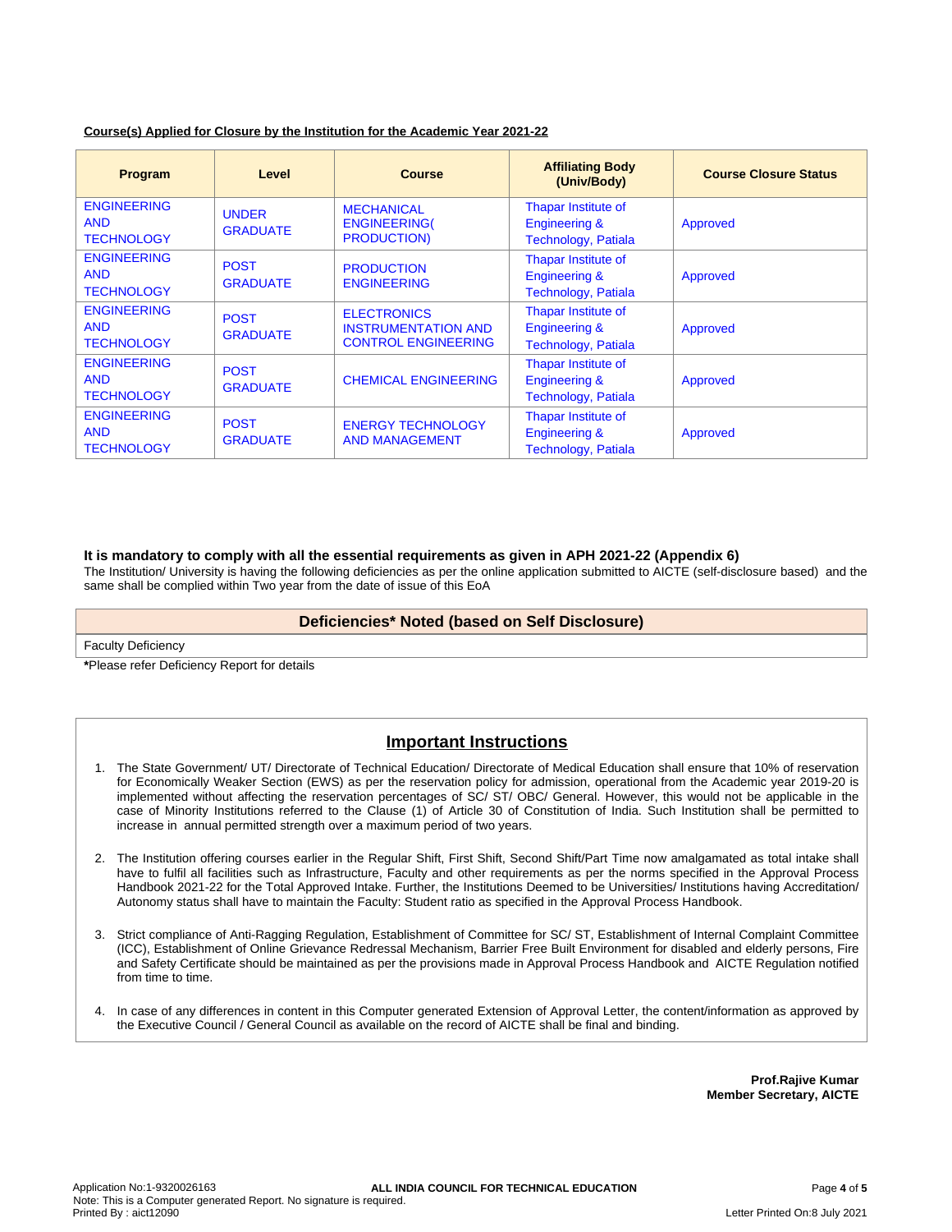**Course(s) Applied for Closure by the Institution for the Academic Year 2021-22**

| Program | Level | Course | Affiliating Body (Univ/Body) | Course Closure Status |
|---|---|---|---|---|
| ENGINEERING AND TECHNOLOGY | UNDER GRADUATE | MECHANICAL ENGINEERING( PRODUCTION) | Thapar Institute of Engineering & Technology, Patiala | Approved |
| ENGINEERING AND TECHNOLOGY | POST GRADUATE | PRODUCTION ENGINEERING | Thapar Institute of Engineering & Technology, Patiala | Approved |
| ENGINEERING AND TECHNOLOGY | POST GRADUATE | ELECTRONICS INSTRUMENTATION AND CONTROL ENGINEERING | Thapar Institute of Engineering & Technology, Patiala | Approved |
| ENGINEERING AND TECHNOLOGY | POST GRADUATE | CHEMICAL ENGINEERING | Thapar Institute of Engineering & Technology, Patiala | Approved |
| ENGINEERING AND TECHNOLOGY | POST GRADUATE | ENERGY TECHNOLOGY AND MANAGEMENT | Thapar Institute of Engineering & Technology, Patiala | Approved |

**It is mandatory to comply with all the essential requirements as given in APH 2021-22 (Appendix 6)**

The Institution/ University is having the following deficiencies as per the online application submitted to AICTE (self-disclosure based) and the same shall be complied within Two year from the date of issue of this EoA

| Deficiencies* Noted (based on Self Disclosure) |
|---|
| Faculty Deficiency |

***Please refer Deficiency Report for details**

## Important Instructions

1. The State Government/ UT/ Directorate of Technical Education/ Directorate of Medical Education shall ensure that 10% of reservation for Economically Weaker Section (EWS) as per the reservation policy for admission, operational from the Academic year 2019-20 is implemented without affecting the reservation percentages of SC/ ST/ OBC/ General. However, this would not be applicable in the case of Minority Institutions referred to the Clause (1) of Article 30 of Constitution of India. Such Institution shall be permitted to increase in annual permitted strength over a maximum period of two years.

2. The Institution offering courses earlier in the Regular Shift, First Shift, Second Shift/Part Time now amalgamated as total intake shall have to fulfil all facilities such as Infrastructure, Faculty and other requirements as per the norms specified in the Approval Process Handbook 2021-22 for the Total Approved Intake. Further, the Institutions Deemed to be Universities/ Institutions having Accreditation/ Autonomy status shall have to maintain the Faculty: Student ratio as specified in the Approval Process Handbook.

3. Strict compliance of Anti-Ragging Regulation, Establishment of Committee for SC/ ST, Establishment of Internal Complaint Committee (ICC), Establishment of Online Grievance Redressal Mechanism, Barrier Free Built Environment for disabled and elderly persons, Fire and Safety Certificate should be maintained as per the provisions made in Approval Process Handbook and AICTE Regulation notified from time to time.

4. In case of any differences in content in this Computer generated Extension of Approval Letter, the content/information as approved by the Executive Council / General Council as available on the record of AICTE shall be final and binding.

**Prof.Rajive Kumar**
**Member Secretary, AICTE**

Application No:1-9320026163
Note: This is a Computer generated Report. No signature is required.
Printed By : aict12090

**ALL INDIA COUNCIL FOR TECHNICAL EDUCATION**

Letter Printed On:8 July 2021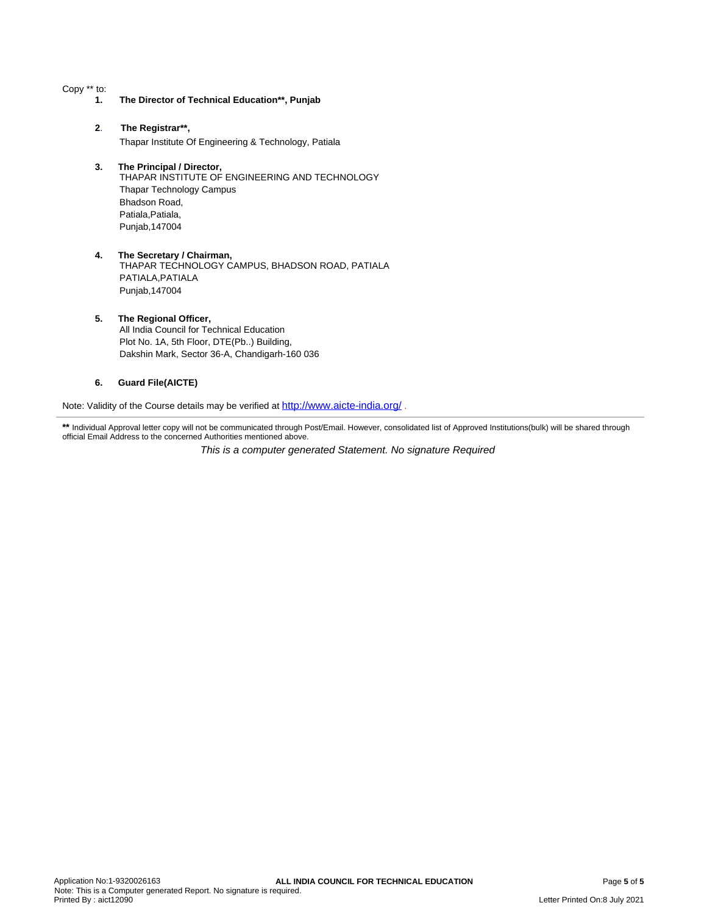Copy ** to:

1. **The Director of Technical Education**, Punjab**

2. **The Registrar**,**
   Thapar Institute Of Engineering & Technology, Patiala

3. **The Principal / Director,**
   THAPAR INSTITUTE OF ENGINEERING AND TECHNOLOGY
   Thapar Technology Campus
   Bhadson Road,
   Patiala,Patiala,
   Punjab,147004

4. **The Secretary / Chairman,**
   THAPAR TECHNOLOGY CAMPUS, BHADSON ROAD, PATIALA
   PATIALA,PATIALA
   Punjab,147004

5. **The Regional Officer,**
   All India Council for Technical Education
   Plot No. 1A, 5th Floor, DTE(Pb..) Building,
   Dakshin Mark, Sector 36-A, Chandigarh-160 036

6. **Guard File(AICTE)**

Note: Validity of the Course details may be verified at http://www.aicte-india.org/ .

---

**\*\*** Individual Approval letter copy will not be communicated through Post/Email. However, consolidated list of Approved Institutions(bulk) will be shared through official Email Address to the concerned Authorities mentioned above.

*This is a computer generated Statement. No signature Required*

Application No:1-9320026163
Note: This is a Computer generated Report. No signature is required.
Printed By : aict12090

**ALL INDIA COUNCIL FOR TECHNICAL EDUCATION**

Letter Printed On:8 July 2021